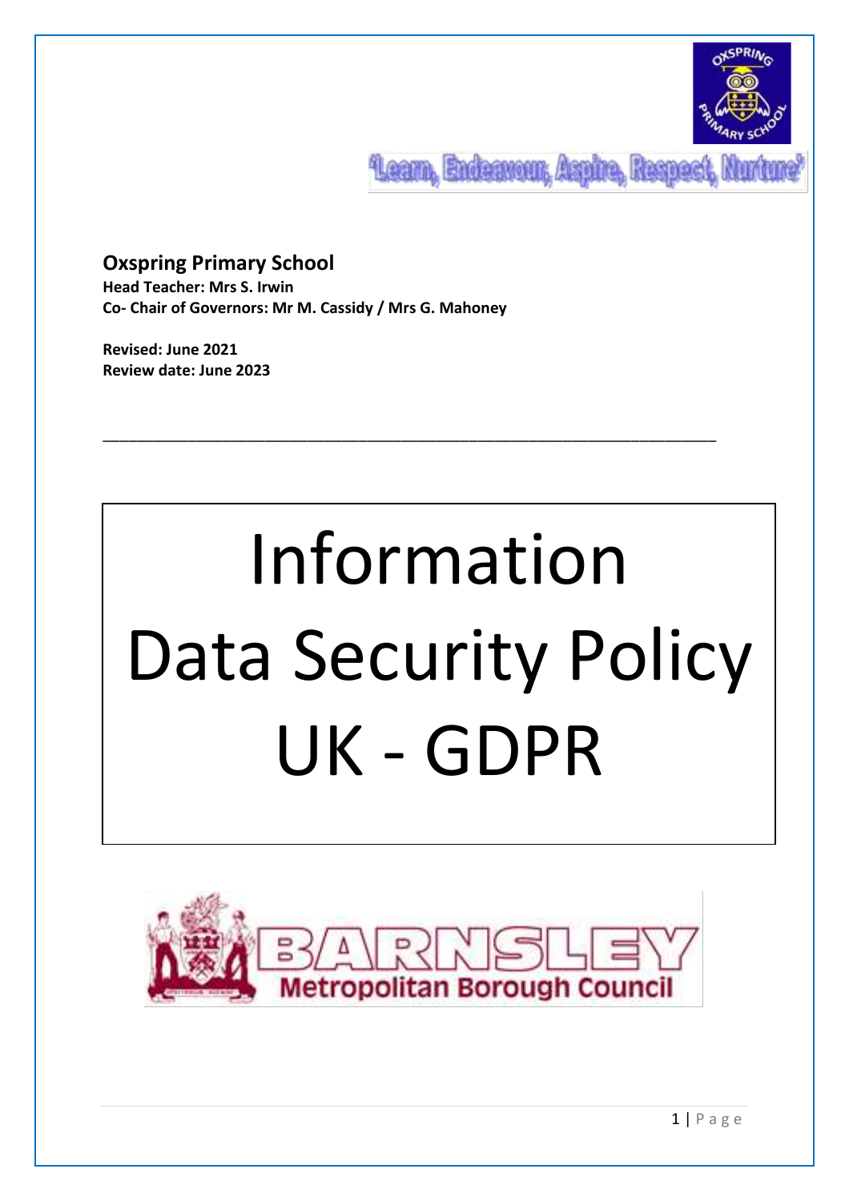'Learn, Endeavour, Aspire, Respect, Nurture'

**Oxspring Primary School**

**Head Teacher: Mrs S. Irwin**
**Co- Chair of Governors: Mr M. Cassidy / Mrs G. Mahoney**

**Revised: June 2021**
**Review date: June 2023**

---

# Information Data Security Policy UK - GDPR

Barnsley Metropolitan Borough Council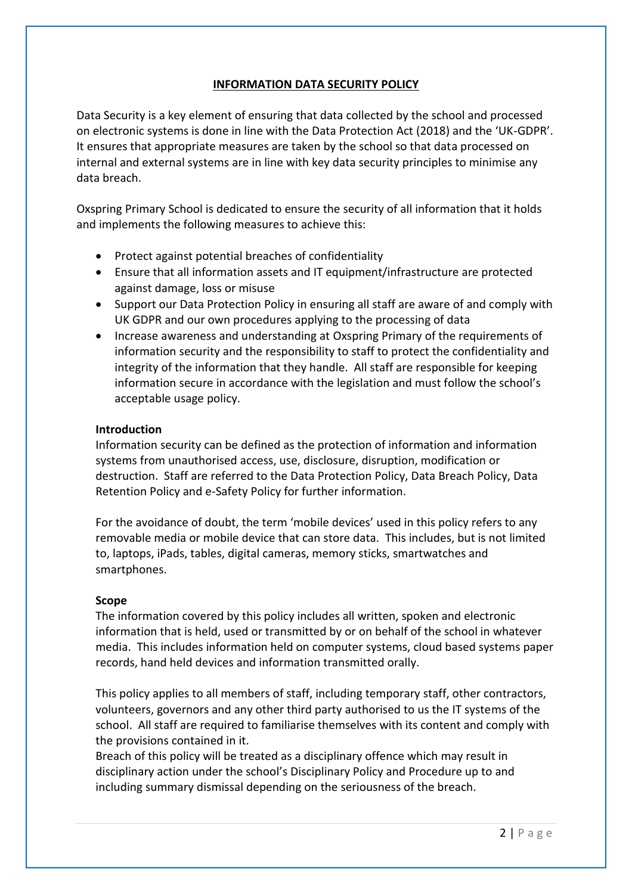## INFORMATION DATA SECURITY POLICY

Data Security is a key element of ensuring that data collected by the school and processed on electronic systems is done in line with the Data Protection Act (2018) and the 'UK-GDPR'. It ensures that appropriate measures are taken by the school so that data processed on internal and external systems are in line with key data security principles to minimise any data breach.

Oxspring Primary School is dedicated to ensure the security of all information that it holds and implements the following measures to achieve this:

- Protect against potential breaches of confidentiality
- Ensure that all information assets and IT equipment/infrastructure are protected against damage, loss or misuse
- Support our Data Protection Policy in ensuring all staff are aware of and comply with UK GDPR and our own procedures applying to the processing of data
- Increase awareness and understanding at Oxspring Primary of the requirements of information security and the responsibility to staff to protect the confidentiality and integrity of the information that they handle. All staff are responsible for keeping information secure in accordance with the legislation and must follow the school's acceptable usage policy.

**Introduction**

Information security can be defined as the protection of information and information systems from unauthorised access, use, disclosure, disruption, modification or destruction. Staff are referred to the Data Protection Policy, Data Breach Policy, Data Retention Policy and e-Safety Policy for further information.

For the avoidance of doubt, the term 'mobile devices' used in this policy refers to any removable media or mobile device that can store data. This includes, but is not limited to, laptops, iPads, tables, digital cameras, memory sticks, smartwatches and smartphones.

**Scope**

The information covered by this policy includes all written, spoken and electronic information that is held, used or transmitted by or on behalf of the school in whatever media. This includes information held on computer systems, cloud based systems paper records, hand held devices and information transmitted orally.

This policy applies to all members of staff, including temporary staff, other contractors, volunteers, governors and any other third party authorised to us the IT systems of the school. All staff are required to familiarise themselves with its content and comply with the provisions contained in it.
Breach of this policy will be treated as a disciplinary offence which may result in disciplinary action under the school's Disciplinary Policy and Procedure up to and including summary dismissal depending on the seriousness of the breach.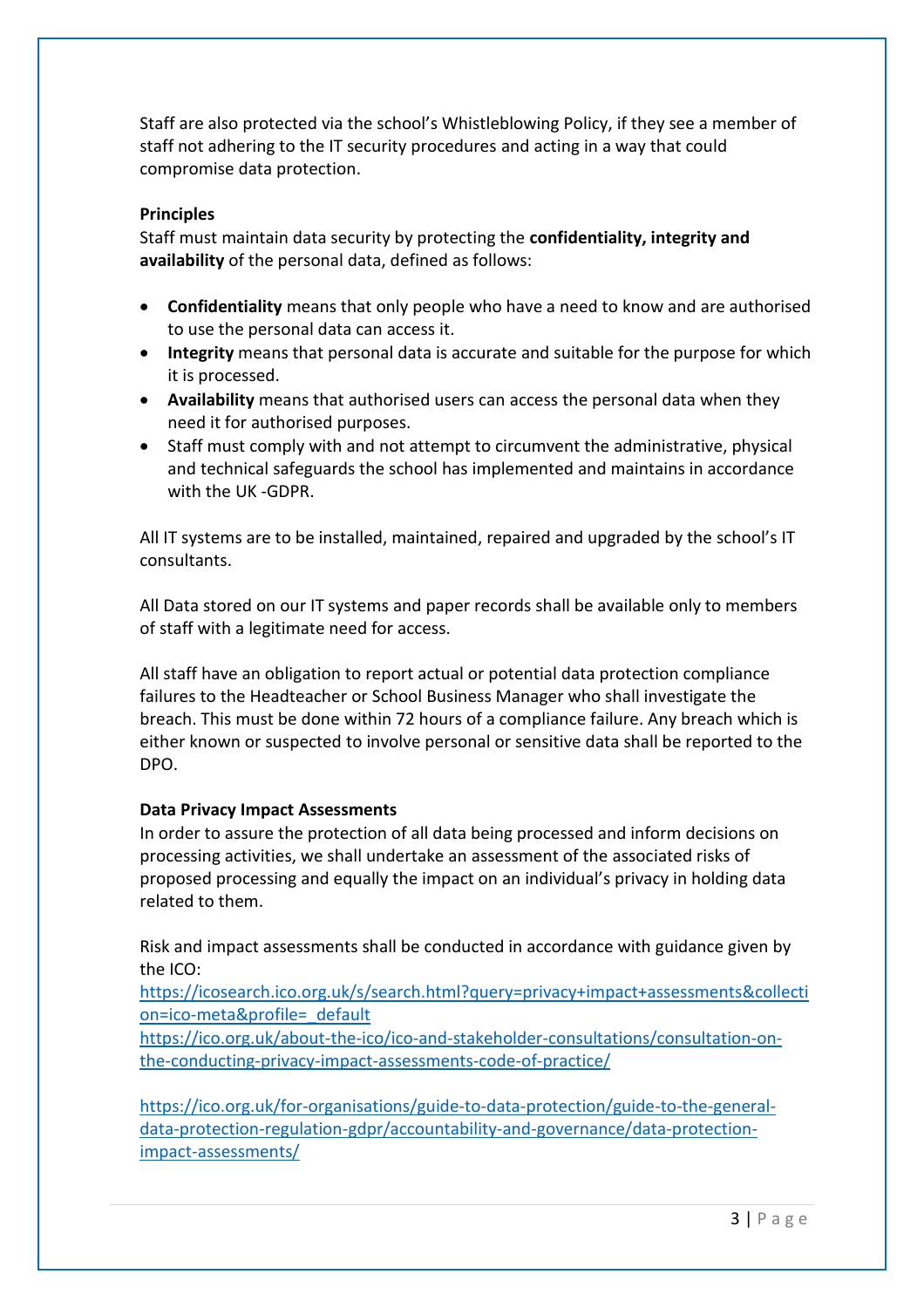Staff are also protected via the school's Whistleblowing Policy, if they see a member of staff not adhering to the IT security procedures and acting in a way that could compromise data protection.

**Principles**

Staff must maintain data security by protecting the **confidentiality, integrity and availability** of the personal data, defined as follows:

- **Confidentiality** means that only people who have a need to know and are authorised to use the personal data can access it.
- **Integrity** means that personal data is accurate and suitable for the purpose for which it is processed.
- **Availability** means that authorised users can access the personal data when they need it for authorised purposes.
- Staff must comply with and not attempt to circumvent the administrative, physical and technical safeguards the school has implemented and maintains in accordance with the UK -GDPR.

All IT systems are to be installed, maintained, repaired and upgraded by the school's IT consultants.

All Data stored on our IT systems and paper records shall be available only to members of staff with a legitimate need for access.

All staff have an obligation to report actual or potential data protection compliance failures to the Headteacher or School Business Manager who shall investigate the breach. This must be done within 72 hours of a compliance failure. Any breach which is either known or suspected to involve personal or sensitive data shall be reported to the DPO.

**Data Privacy Impact Assessments**

In order to assure the protection of all data being processed and inform decisions on processing activities, we shall undertake an assessment of the associated risks of proposed processing and equally the impact on an individual's privacy in holding data related to them.

Risk and impact assessments shall be conducted in accordance with guidance given by the ICO:
https://icosearch.ico.org.uk/s/search.html?query=privacy+impact+assessments&collection=ico-meta&profile=_default
https://ico.org.uk/about-the-ico/ico-and-stakeholder-consultations/consultation-on-the-conducting-privacy-impact-assessments-code-of-practice/

https://ico.org.uk/for-organisations/guide-to-data-protection/guide-to-the-general-data-protection-regulation-gdpr/accountability-and-governance/data-protection-impact-assessments/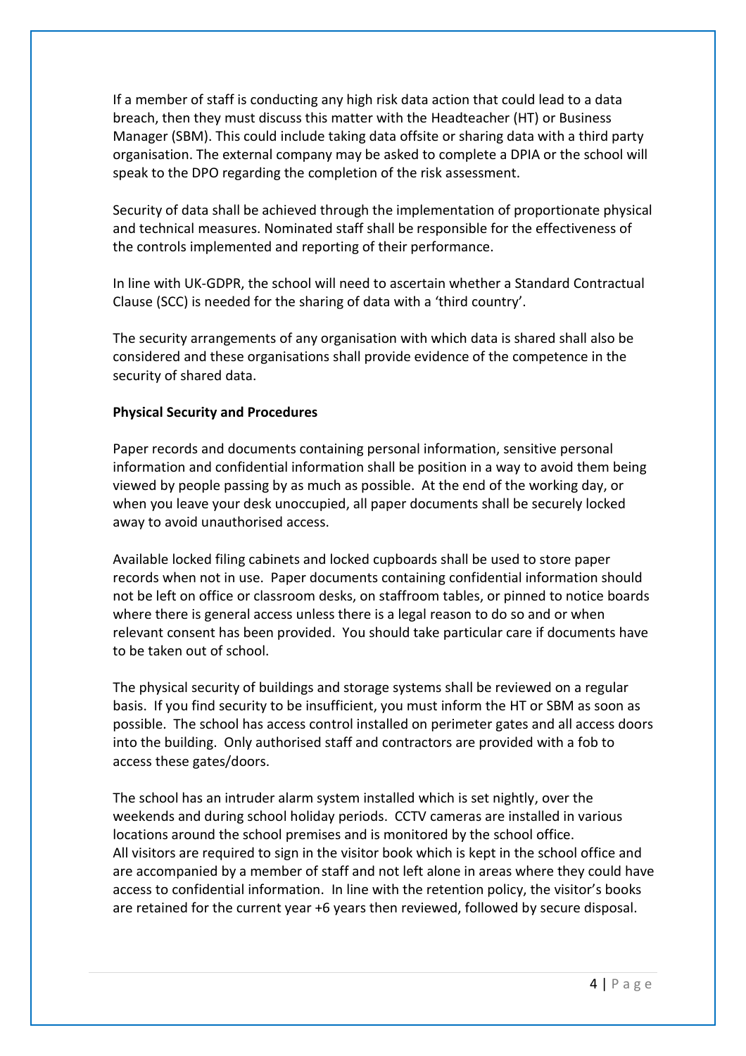If a member of staff is conducting any high risk data action that could lead to a data breach, then they must discuss this matter with the Headteacher (HT) or Business Manager (SBM). This could include taking data offsite or sharing data with a third party organisation. The external company may be asked to complete a DPIA or the school will speak to the DPO regarding the completion of the risk assessment.

Security of data shall be achieved through the implementation of proportionate physical and technical measures. Nominated staff shall be responsible for the effectiveness of the controls implemented and reporting of their performance.

In line with UK-GDPR, the school will need to ascertain whether a Standard Contractual Clause (SCC) is needed for the sharing of data with a 'third country'.

The security arrangements of any organisation with which data is shared shall also be considered and these organisations shall provide evidence of the competence in the security of shared data.

**Physical Security and Procedures**

Paper records and documents containing personal information, sensitive personal information and confidential information shall be position in a way to avoid them being viewed by people passing by as much as possible. At the end of the working day, or when you leave your desk unoccupied, all paper documents shall be securely locked away to avoid unauthorised access.

Available locked filing cabinets and locked cupboards shall be used to store paper records when not in use. Paper documents containing confidential information should not be left on office or classroom desks, on staffroom tables, or pinned to notice boards where there is general access unless there is a legal reason to do so and or when relevant consent has been provided. You should take particular care if documents have to be taken out of school.

The physical security of buildings and storage systems shall be reviewed on a regular basis. If you find security to be insufficient, you must inform the HT or SBM as soon as possible. The school has access control installed on perimeter gates and all access doors into the building. Only authorised staff and contractors are provided with a fob to access these gates/doors.

The school has an intruder alarm system installed which is set nightly, over the weekends and during school holiday periods. CCTV cameras are installed in various locations around the school premises and is monitored by the school office.
All visitors are required to sign in the visitor book which is kept in the school office and are accompanied by a member of staff and not left alone in areas where they could have access to confidential information. In line with the retention policy, the visitor's books are retained for the current year +6 years then reviewed, followed by secure disposal.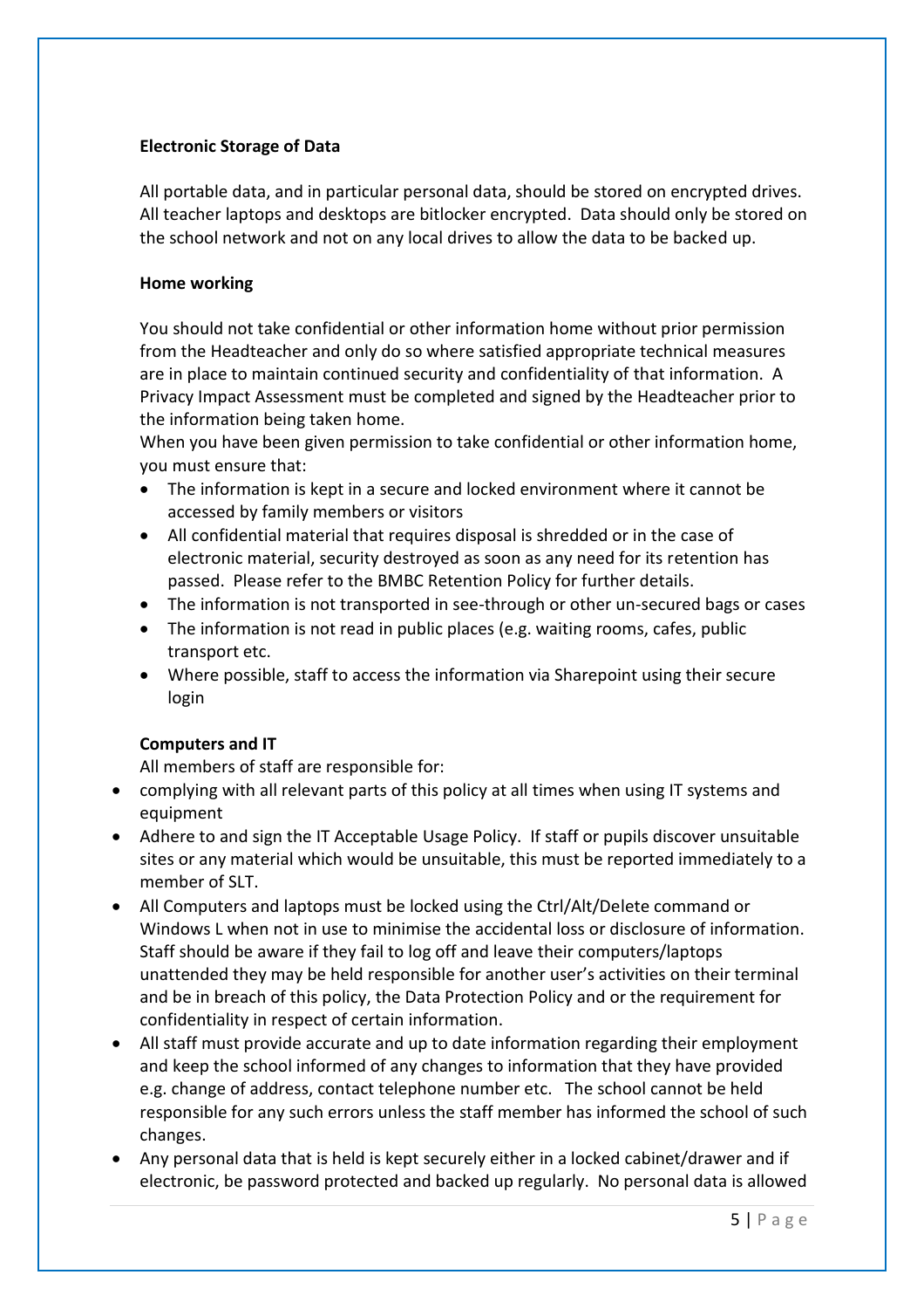### Electronic Storage of Data

All portable data, and in particular personal data, should be stored on encrypted drives. All teacher laptops and desktops are bitlocker encrypted. Data should only be stored on the school network and not on any local drives to allow the data to be backed up.

### Home working

You should not take confidential or other information home without prior permission from the Headteacher and only do so where satisfied appropriate technical measures are in place to maintain continued security and confidentiality of that information. A Privacy Impact Assessment must be completed and signed by the Headteacher prior to the information being taken home.

When you have been given permission to take confidential or other information home, you must ensure that:

- The information is kept in a secure and locked environment where it cannot be accessed by family members or visitors
- All confidential material that requires disposal is shredded or in the case of electronic material, security destroyed as soon as any need for its retention has passed. Please refer to the BMBC Retention Policy for further details.
- The information is not transported in see-through or other un-secured bags or cases
- The information is not read in public places (e.g. waiting rooms, cafes, public transport etc.
- Where possible, staff to access the information via Sharepoint using their secure login

### Computers and IT

All members of staff are responsible for:

- complying with all relevant parts of this policy at all times when using IT systems and equipment
- Adhere to and sign the IT Acceptable Usage Policy. If staff or pupils discover unsuitable sites or any material which would be unsuitable, this must be reported immediately to a member of SLT.
- All Computers and laptops must be locked using the Ctrl/Alt/Delete command or Windows L when not in use to minimise the accidental loss or disclosure of information. Staff should be aware if they fail to log off and leave their computers/laptops unattended they may be held responsible for another user's activities on their terminal and be in breach of this policy, the Data Protection Policy and or the requirement for confidentiality in respect of certain information.
- All staff must provide accurate and up to date information regarding their employment and keep the school informed of any changes to information that they have provided e.g. change of address, contact telephone number etc. The school cannot be held responsible for any such errors unless the staff member has informed the school of such changes.
- Any personal data that is held is kept securely either in a locked cabinet/drawer and if electronic, be password protected and backed up regularly. No personal data is allowed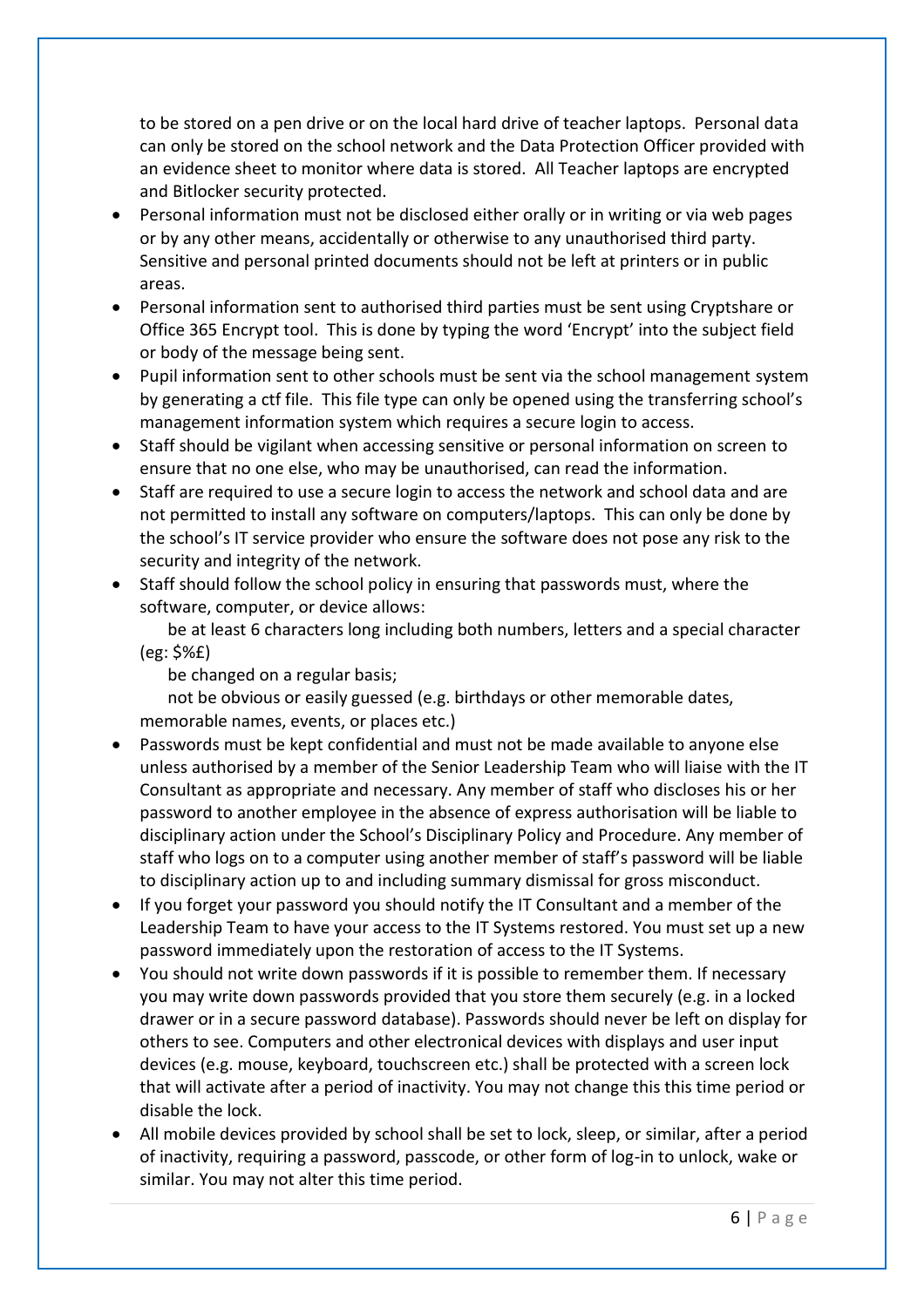to be stored on a pen drive or on the local hard drive of teacher laptops. Personal data can only be stored on the school network and the Data Protection Officer provided with an evidence sheet to monitor where data is stored. All Teacher laptops are encrypted and Bitlocker security protected.

- Personal information must not be disclosed either orally or in writing or via web pages or by any other means, accidentally or otherwise to any unauthorised third party. Sensitive and personal printed documents should not be left at printers or in public areas.
- Personal information sent to authorised third parties must be sent using Cryptshare or Office 365 Encrypt tool. This is done by typing the word 'Encrypt' into the subject field or body of the message being sent.
- Pupil information sent to other schools must be sent via the school management system by generating a ctf file. This file type can only be opened using the transferring school's management information system which requires a secure login to access.
- Staff should be vigilant when accessing sensitive or personal information on screen to ensure that no one else, who may be unauthorised, can read the information.
- Staff are required to use a secure login to access the network and school data and are not permitted to install any software on computers/laptops. This can only be done by the school's IT service provider who ensure the software does not pose any risk to the security and integrity of the network.
- Staff should follow the school policy in ensuring that passwords must, where the software, computer, or device allows:
  - be at least 6 characters long including both numbers, letters and a special character (eg: $%£)
  - be changed on a regular basis;
  - not be obvious or easily guessed (e.g. birthdays or other memorable dates, memorable names, events, or places etc.)
- Passwords must be kept confidential and must not be made available to anyone else unless authorised by a member of the Senior Leadership Team who will liaise with the IT Consultant as appropriate and necessary. Any member of staff who discloses his or her password to another employee in the absence of express authorisation will be liable to disciplinary action under the School's Disciplinary Policy and Procedure. Any member of staff who logs on to a computer using another member of staff's password will be liable to disciplinary action up to and including summary dismissal for gross misconduct.
- If you forget your password you should notify the IT Consultant and a member of the Leadership Team to have your access to the IT Systems restored. You must set up a new password immediately upon the restoration of access to the IT Systems.
- You should not write down passwords if it is possible to remember them. If necessary you may write down passwords provided that you store them securely (e.g. in a locked drawer or in a secure password database). Passwords should never be left on display for others to see. Computers and other electronical devices with displays and user input devices (e.g. mouse, keyboard, touchscreen etc.) shall be protected with a screen lock that will activate after a period of inactivity. You may not change this this time period or disable the lock.
- All mobile devices provided by school shall be set to lock, sleep, or similar, after a period of inactivity, requiring a password, passcode, or other form of log-in to unlock, wake or similar. You may not alter this time period.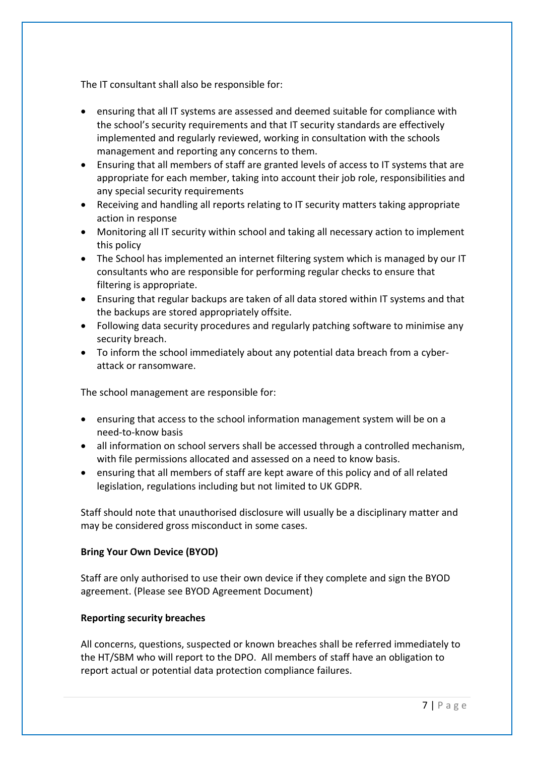The IT consultant shall also be responsible for:

- ensuring that all IT systems are assessed and deemed suitable for compliance with the school's security requirements and that IT security standards are effectively implemented and regularly reviewed, working in consultation with the schools management and reporting any concerns to them.
- Ensuring that all members of staff are granted levels of access to IT systems that are appropriate for each member, taking into account their job role, responsibilities and any special security requirements
- Receiving and handling all reports relating to IT security matters taking appropriate action in response
- Monitoring all IT security within school and taking all necessary action to implement this policy
- The School has implemented an internet filtering system which is managed by our IT consultants who are responsible for performing regular checks to ensure that filtering is appropriate.
- Ensuring that regular backups are taken of all data stored within IT systems and that the backups are stored appropriately offsite.
- Following data security procedures and regularly patching software to minimise any security breach.
- To inform the school immediately about any potential data breach from a cyber-attack or ransomware.

The school management are responsible for:

- ensuring that access to the school information management system will be on a need-to-know basis
- all information on school servers shall be accessed through a controlled mechanism, with file permissions allocated and assessed on a need to know basis.
- ensuring that all members of staff are kept aware of this policy and of all related legislation, regulations including but not limited to UK GDPR.

Staff should note that unauthorised disclosure will usually be a disciplinary matter and may be considered gross misconduct in some cases.

**Bring Your Own Device (BYOD)**

Staff are only authorised to use their own device if they complete and sign the BYOD agreement. (Please see BYOD Agreement Document)

**Reporting security breaches**

All concerns, questions, suspected or known breaches shall be referred immediately to the HT/SBM who will report to the DPO. All members of staff have an obligation to report actual or potential data protection compliance failures.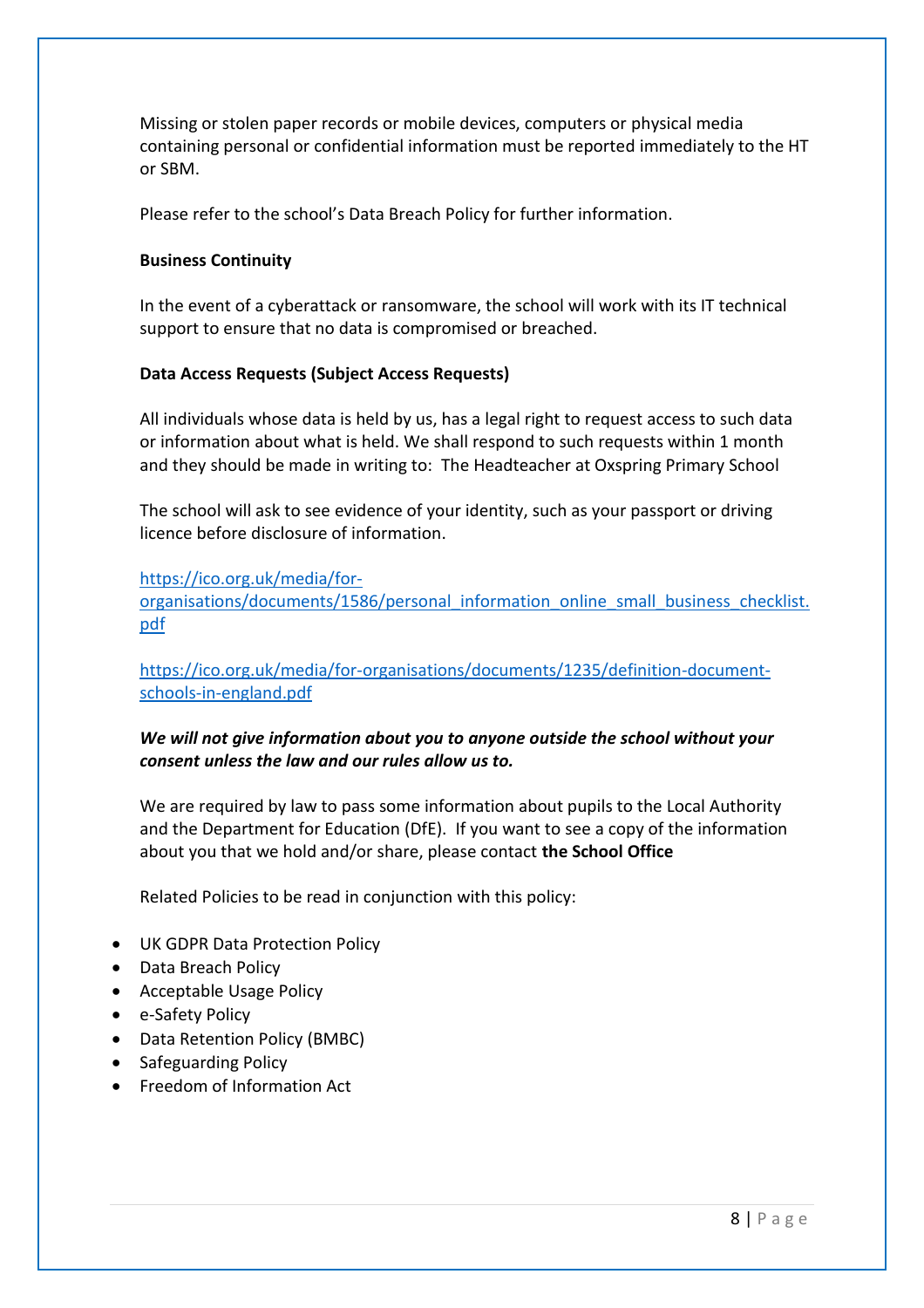Missing or stolen paper records or mobile devices, computers or physical media containing personal or confidential information must be reported immediately to the HT or SBM.

Please refer to the school's Data Breach Policy for further information.

**Business Continuity**

In the event of a cyberattack or ransomware, the school will work with its IT technical support to ensure that no data is compromised or breached.

**Data Access Requests (Subject Access Requests)**

All individuals whose data is held by us, has a legal right to request access to such data or information about what is held. We shall respond to such requests within 1 month and they should be made in writing to: The Headteacher at Oxspring Primary School

The school will ask to see evidence of your identity, such as your passport or driving licence before disclosure of information.

https://ico.org.uk/media/for-organisations/documents/1586/personal_information_online_small_business_checklist.pdf

https://ico.org.uk/media/for-organisations/documents/1235/definition-document-schools-in-england.pdf

***We will not give information about you to anyone outside the school without your consent unless the law and our rules allow us to.***

We are required by law to pass some information about pupils to the Local Authority and the Department for Education (DfE). If you want to see a copy of the information about you that we hold and/or share, please contact **the School Office**

Related Policies to be read in conjunction with this policy:

- UK GDPR Data Protection Policy
- Data Breach Policy
- Acceptable Usage Policy
- e-Safety Policy
- Data Retention Policy (BMBC)
- Safeguarding Policy
- Freedom of Information Act